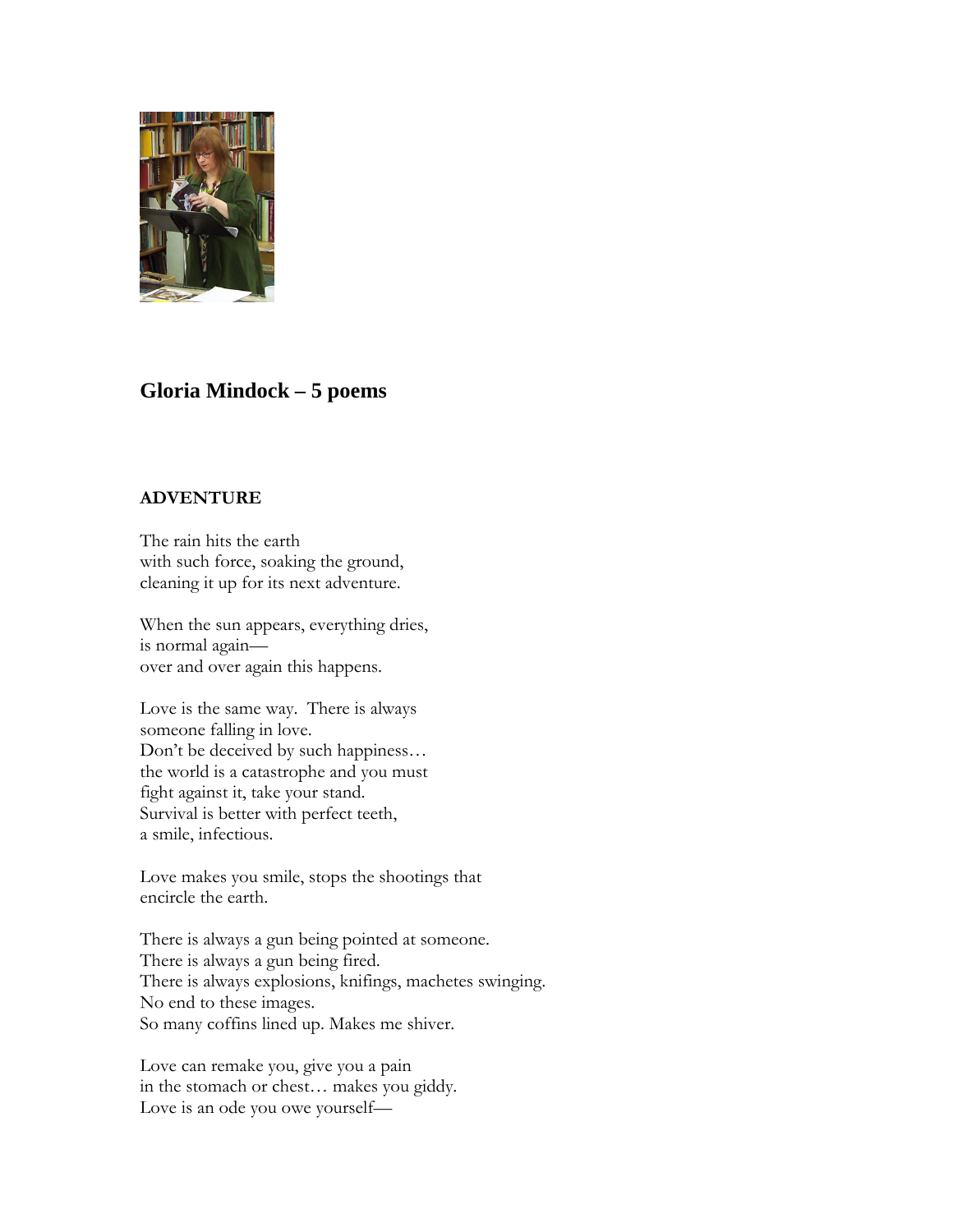## Gloria Mindock – 5 poems

### ADVENTURE

The rain hits the earth
with such force, soaking the ground,
cleaning it up for its next adventure.

When the sun appears, everything dries,
is normal again—
over and over again this happens.

Love is the same way. There is always
someone falling in love.
Don't be deceived by such happiness…
the world is a catastrophe and you must
fight against it, take your stand.
Survival is better with perfect teeth,
a smile, infectious.

Love makes you smile, stops the shootings that
encircle the earth.

There is always a gun being pointed at someone.
There is always a gun being fired.
There is always explosions, knifings, machetes swinging.
No end to these images.
So many coffins lined up. Makes me shiver.

Love can remake you, give you a pain
in the stomach or chest… makes you giddy.
Love is an ode you owe yourself—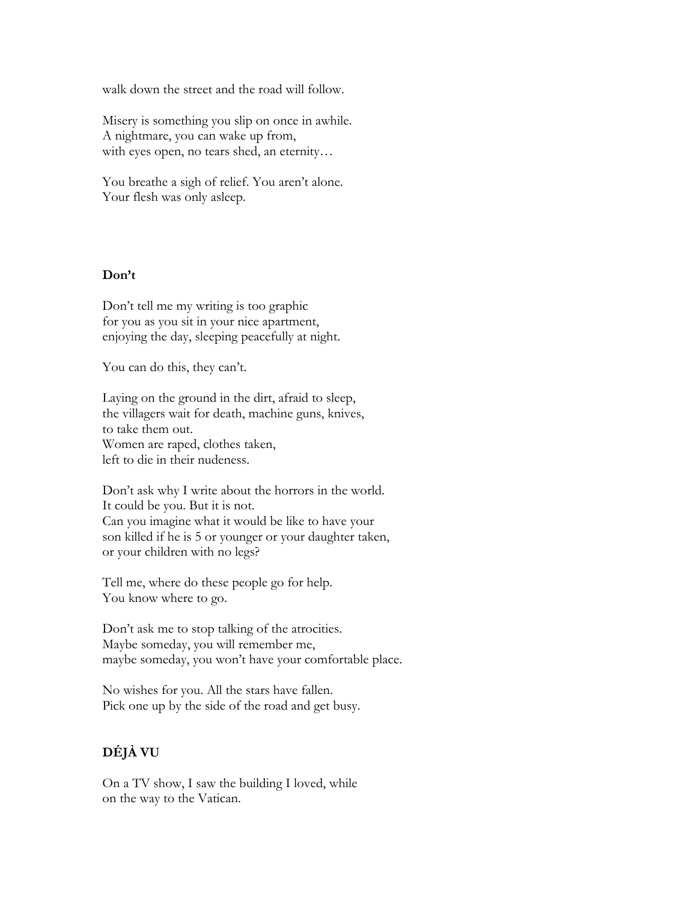walk down the street and the road will follow.

Misery is something you slip on once in awhile.
A nightmare, you can wake up from,
with eyes open, no tears shed, an eternity…

You breathe a sigh of relief. You aren't alone.
Your flesh was only asleep.

**Don't**

Don't tell me my writing is too graphic
for you as you sit in your nice apartment,
enjoying the day, sleeping peacefully at night.

You can do this, they can't.

Laying on the ground in the dirt, afraid to sleep,
the villagers wait for death, machine guns, knives,
to take them out.
Women are raped, clothes taken,
left to die in their nudeness.

Don't ask why I write about the horrors in the world.
It could be you. But it is not.
Can you imagine what it would be like to have your
son killed if he is 5 or younger or your daughter taken,
or your children with no legs?

Tell me, where do these people go for help.
You know where to go.

Don't ask me to stop talking of the atrocities.
Maybe someday, you will remember me,
maybe someday, you won't have your comfortable place.

No wishes for you. All the stars have fallen.
Pick one up by the side of the road and get busy.

**DÉJÀ VU**

On a TV show, I saw the building I loved, while
on the way to the Vatican.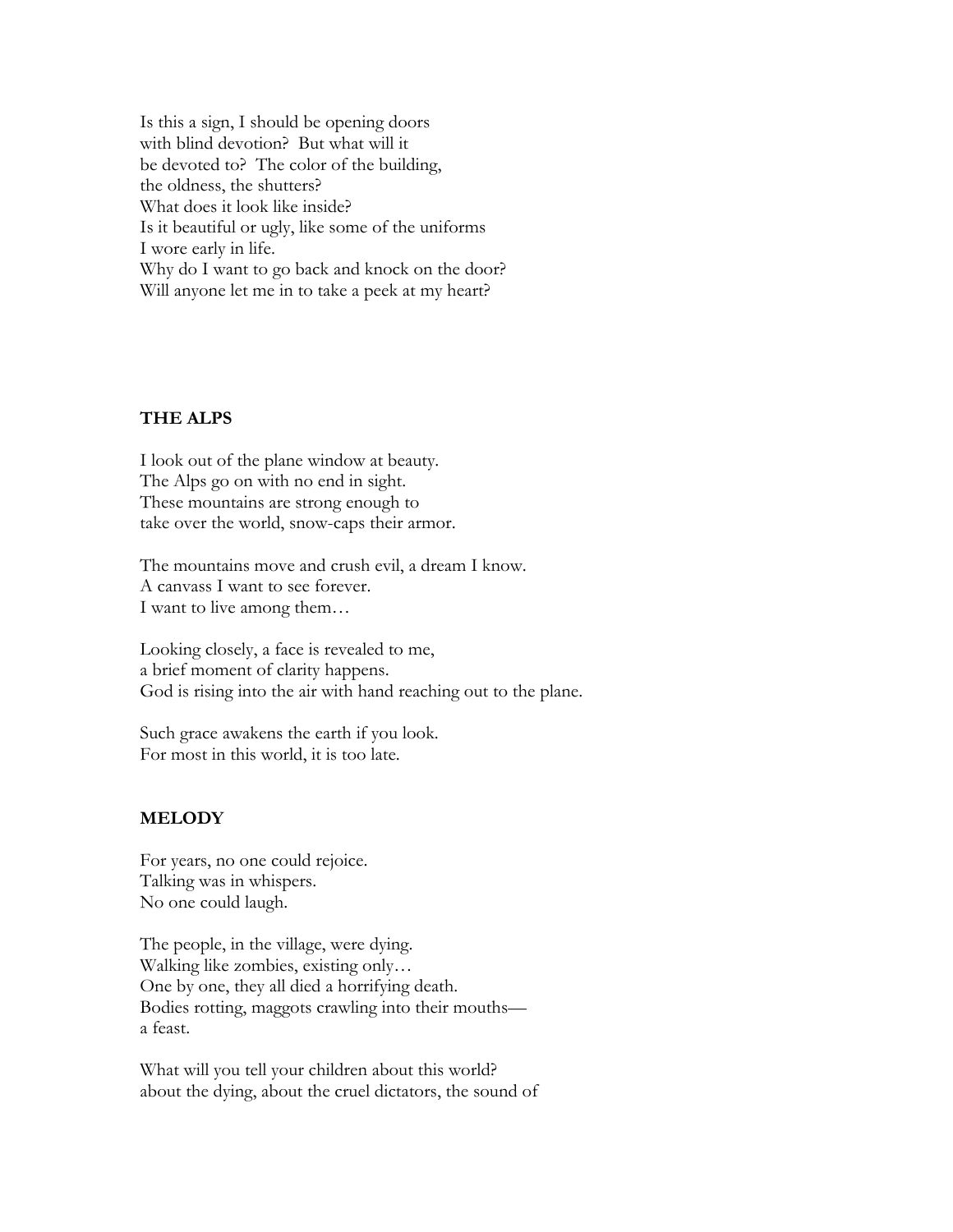Is this a sign, I should be opening doors
with blind devotion? But what will it
be devoted to? The color of the building,
the oldness, the shutters?
What does it look like inside?
Is it beautiful or ugly, like some of the uniforms
I wore early in life.
Why do I want to go back and knock on the door?
Will anyone let me in to take a peek at my heart?

**THE ALPS**

I look out of the plane window at beauty.
The Alps go on with no end in sight.
These mountains are strong enough to
take over the world, snow-caps their armor.

The mountains move and crush evil, a dream I know.
A canvass I want to see forever.
I want to live among them…

Looking closely, a face is revealed to me,
a brief moment of clarity happens.
God is rising into the air with hand reaching out to the plane.

Such grace awakens the earth if you look.
For most in this world, it is too late.

**MELODY**

For years, no one could rejoice.
Talking was in whispers.
No one could laugh.

The people, in the village, were dying.
Walking like zombies, existing only…
One by one, they all died a horrifying death.
Bodies rotting, maggots crawling into their mouths—
a feast.

What will you tell your children about this world?
about the dying, about the cruel dictators, the sound of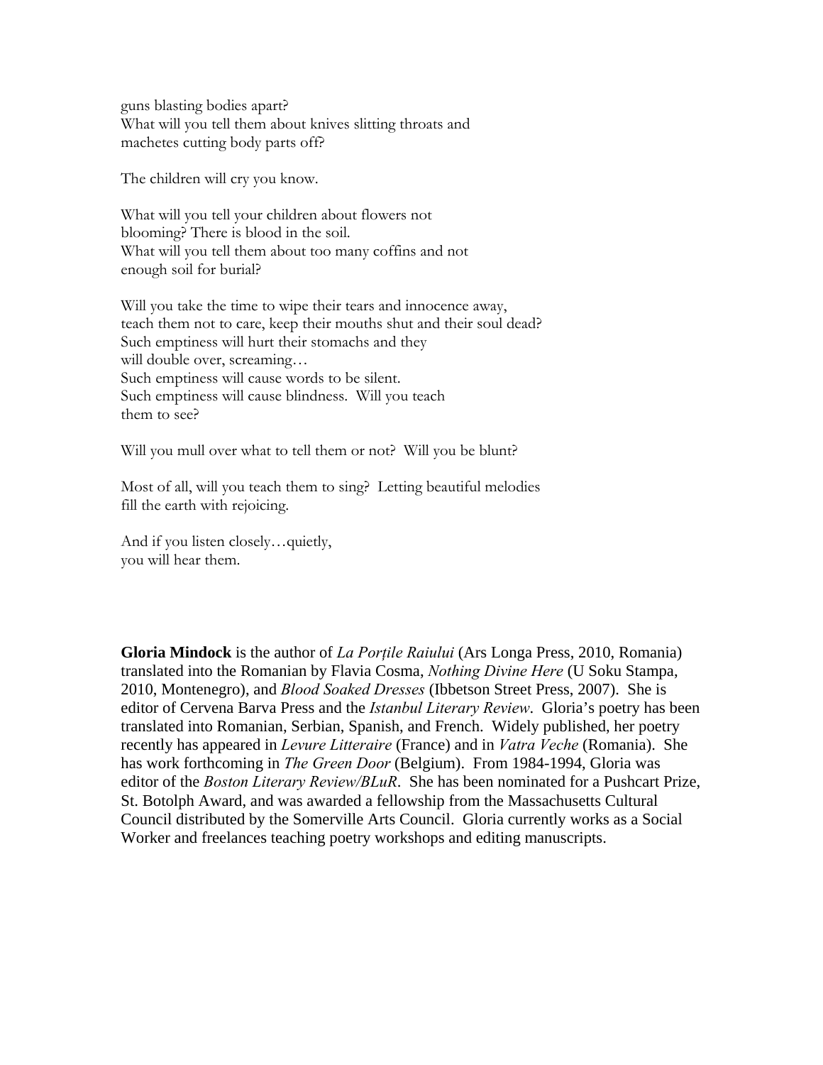guns blasting bodies apart?  
What will you tell them about knives slitting throats and  
machetes cutting body parts off?

The children will cry you know.

What will you tell your children about flowers not  
blooming? There is blood in the soil.  
What will you tell them about too many coffins and not  
enough soil for burial?

Will you take the time to wipe their tears and innocence away,  
teach them not to care, keep their mouths shut and their soul dead?  
Such emptiness will hurt their stomachs and they  
will double over, screaming…  
Such emptiness will cause words to be silent.  
Such emptiness will cause blindness. Will you teach  
them to see?

Will you mull over what to tell them or not? Will you be blunt?

Most of all, will you teach them to sing? Letting beautiful melodies  
fill the earth with rejoicing.

And if you listen closely…quietly,  
you will hear them.

**Gloria Mindock** is the author of *La Porțile Raiului* (Ars Longa Press, 2010, Romania) translated into the Romanian by Flavia Cosma, *Nothing Divine Here* (U Soku Stampa, 2010, Montenegro), and *Blood Soaked Dresses* (Ibbetson Street Press, 2007). She is editor of Cervena Barva Press and the *Istanbul Literary Review*. Gloria's poetry has been translated into Romanian, Serbian, Spanish, and French. Widely published, her poetry recently has appeared in *Levure Litteraire* (France) and in *Vatra Veche* (Romania). She has work forthcoming in *The Green Door* (Belgium). From 1984-1994, Gloria was editor of the *Boston Literary Review/BLuR*. She has been nominated for a Pushcart Prize, St. Botolph Award, and was awarded a fellowship from the Massachusetts Cultural Council distributed by the Somerville Arts Council. Gloria currently works as a Social Worker and freelances teaching poetry workshops and editing manuscripts.